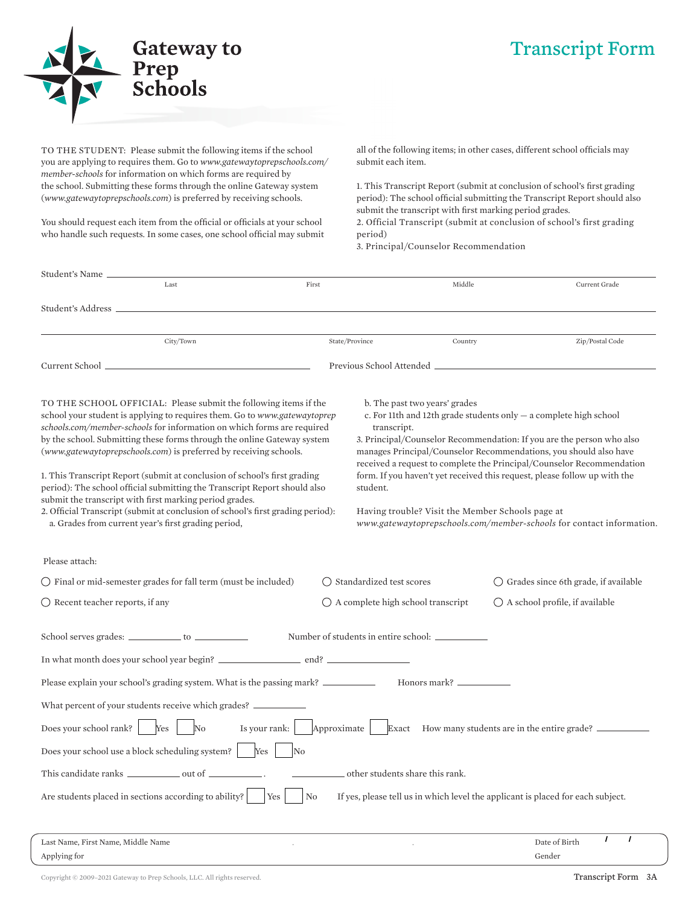# Gateway to Prep Schools

# Transcript Form

TO THE STUDENT: Please submit the following items if the school you are applying to requires them. Go to *www.gatewaytoprepschools.com/member-schools* for information on which forms are required by the school. Submitting these forms through the online Gateway system (*www.gatewaytoprepschools.com*) is preferred by receiving schools.

You should request each item from the official or officials at your school who handle such requests. In some cases, one school official may submit all of the following items; in other cases, different school officials may submit each item.

1. This Transcript Report (submit at conclusion of school's first grading period): The school official submitting the Transcript Report should also submit the transcript with first marking period grades.
2. Official Transcript (submit at conclusion of school's first grading period)
3. Principal/Counselor Recommendation

Student's Name ______________________________________________
Last | First | Middle | Current Grade

Student's Address ______________________________________________

______________________________________________
City/Town | State/Province | Country | Zip/Postal Code

Current School ______________________ Previous School Attended ______________________

TO THE SCHOOL OFFICIAL: Please submit the following items if the school your student is applying to requires them. Go to *www.gatewaytoprepschools.com/member-schools* for information on which forms are required by the school. Submitting these forms through the online Gateway system (*www.gatewaytoprepschools.com*) is preferred by receiving schools.

1. This Transcript Report (submit at conclusion of school's first grading period): The school official submitting the Transcript Report should also submit the transcript with first marking period grades.
2. Official Transcript (submit at conclusion of school's first grading period):
   a. Grades from current year's first grading period,
   b. The past two years' grades
   c. For 11th and 12th grade students only — a complete high school transcript.
3. Principal/Counselor Recommendation: If you are the person who also manages Principal/Counselor Recommendations, you should also have received a request to complete the Principal/Counselor Recommendation form. If you haven't yet received this request, please follow up with the student.

Having trouble? Visit the Member Schools page at *www.gatewaytoprepschools.com/member-schools* for contact information.

Please attach:

- ○ Final or mid-semester grades for fall term (must be included)
- ○ Standardized test scores
- ○ Grades since 6th grade, if available
- ○ Recent teacher reports, if any
- ○ A complete high school transcript
- ○ A school profile, if available

School serves grades: __________ to __________ Number of students in entire school: __________

In what month does your school year begin? ______________ end? ______________

Please explain your school's grading system. What is the passing mark? __________ Honors mark? __________

What percent of your students receive which grades? __________

Does your school rank? ☐ Yes ☐ No Is your rank: ☐ Approximate ☐ Exact How many students are in the entire grade? __________

Does your school use a block scheduling system? ☐ Yes ☐ No

This candidate ranks __________ out of __________. __________ other students share this rank.

Are students placed in sections according to ability? ☐ Yes ☐ No If yes, please tell us in which level the applicant is placed for each subject.

Last Name, First Name, Middle Name Date of Birth / /

Applying for Gender

Copyright © 2009–2021 Gateway to Prep Schools, LLC. All rights reserved.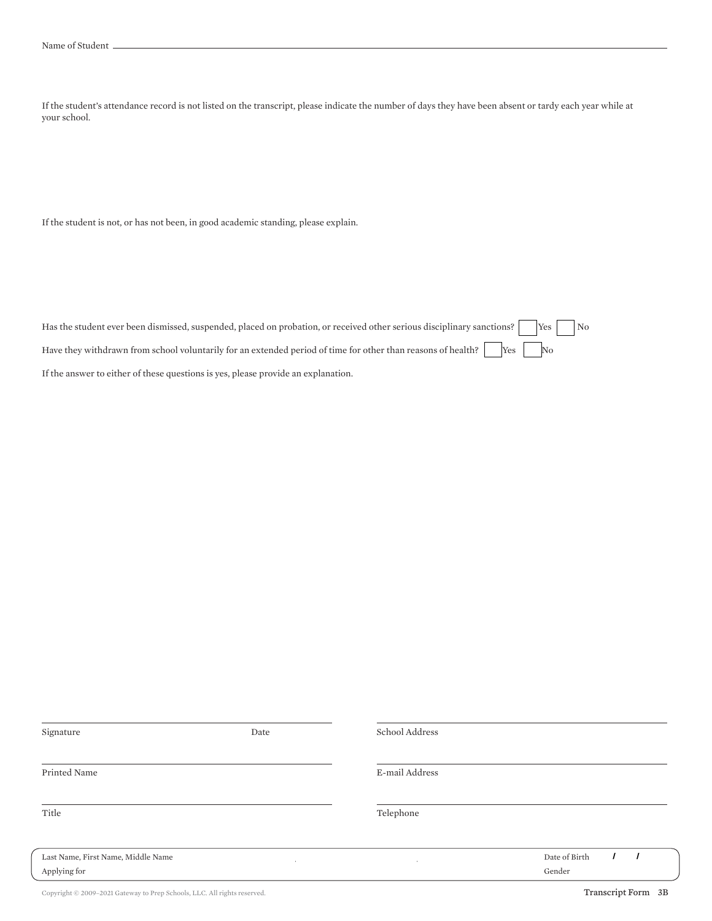Name of Student ______________________________________________

If the student's attendance record is not listed on the transcript, please indicate the number of days they have been absent or tardy each year while at your school.

If the student is not, or has not been, in good academic standing, please explain.

Has the student ever been dismissed, suspended, placed on probation, or received other serious disciplinary sanctions? ☐ Yes ☐ No

Have they withdrawn from school voluntarily for an extended period of time for other than reasons of health? ☐ Yes ☐ No

If the answer to either of these questions is yes, please provide an explanation.

| | |
|---|---|
| Signature Date | School Address |
| Printed Name | E-mail Address |
| Title | Telephone |

Last Name, First Name, Middle Name ,  ,  Date of Birth / /

Applying for  Gender

Copyright © 2009–2021 Gateway to Prep Schools, LLC. All rights reserved.

Transcript Form 3B